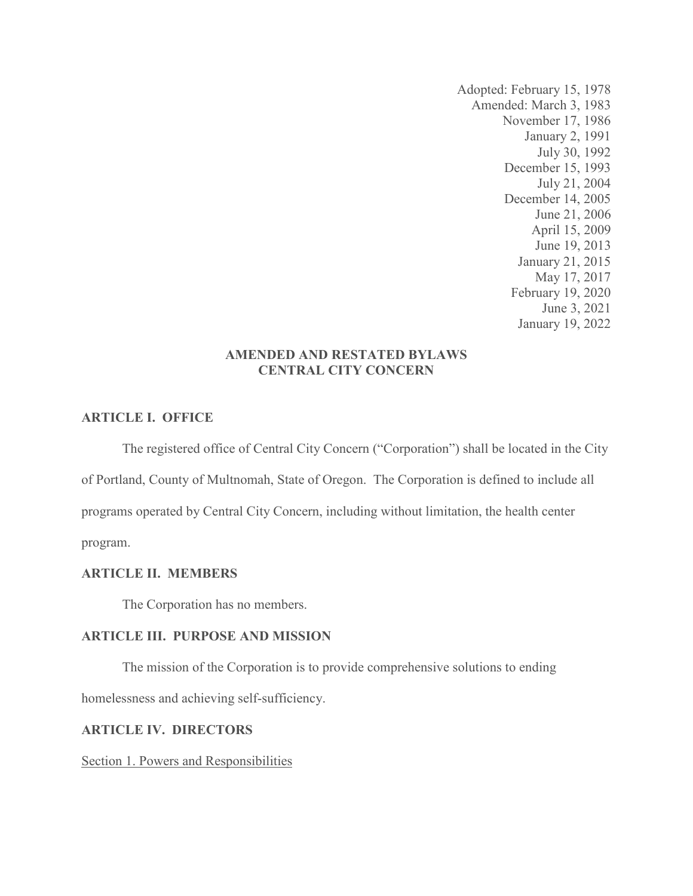Adopted: February 15, 1978
Amended: March 3, 1983
November 17, 1986
January 2, 1991
July 30, 1992
December 15, 1993
July 21, 2004
December 14, 2005
June 21, 2006
April 15, 2009
June 19, 2013
January 21, 2015
May 17, 2017
February 19, 2020
June 3, 2021
January 19, 2022

# AMENDED AND RESTATED BYLAWS
# CENTRAL CITY CONCERN

## ARTICLE I. OFFICE

The registered office of Central City Concern ("Corporation") shall be located in the City of Portland, County of Multnomah, State of Oregon. The Corporation is defined to include all programs operated by Central City Concern, including without limitation, the health center program.

## ARTICLE II. MEMBERS

The Corporation has no members.

## ARTICLE III. PURPOSE AND MISSION

The mission of the Corporation is to provide comprehensive solutions to ending homelessness and achieving self-sufficiency.

## ARTICLE IV. DIRECTORS

### Section 1. Powers and Responsibilities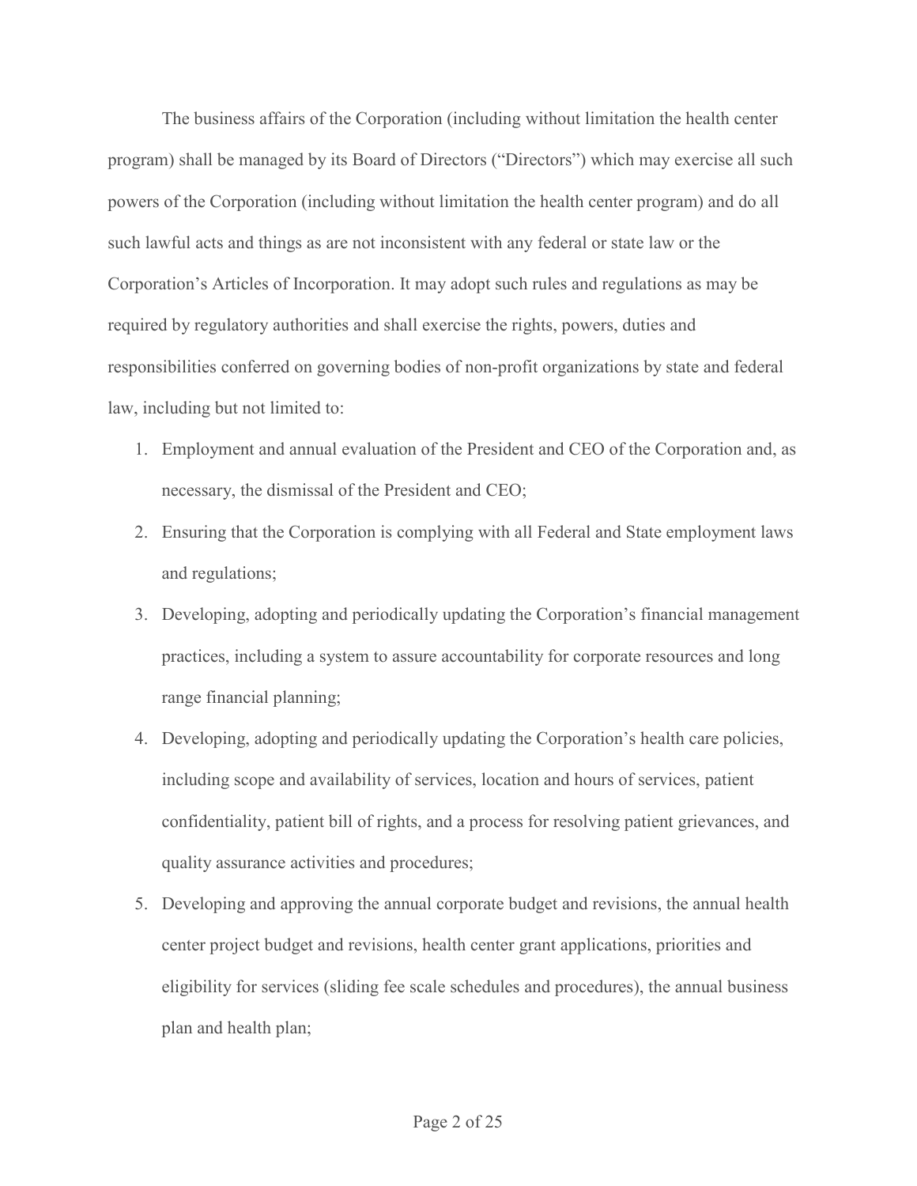The business affairs of the Corporation (including without limitation the health center program) shall be managed by its Board of Directors ("Directors") which may exercise all such powers of the Corporation (including without limitation the health center program) and do all such lawful acts and things as are not inconsistent with any federal or state law or the Corporation's Articles of Incorporation. It may adopt such rules and regulations as may be required by regulatory authorities and shall exercise the rights, powers, duties and responsibilities conferred on governing bodies of non-profit organizations by state and federal law, including but not limited to:

1. Employment and annual evaluation of the President and CEO of the Corporation and, as necessary, the dismissal of the President and CEO;
2. Ensuring that the Corporation is complying with all Federal and State employment laws and regulations;
3. Developing, adopting and periodically updating the Corporation's financial management practices, including a system to assure accountability for corporate resources and long range financial planning;
4. Developing, adopting and periodically updating the Corporation's health care policies, including scope and availability of services, location and hours of services, patient confidentiality, patient bill of rights, and a process for resolving patient grievances, and quality assurance activities and procedures;
5. Developing and approving the annual corporate budget and revisions, the annual health center project budget and revisions, health center grant applications, priorities and eligibility for services (sliding fee scale schedules and procedures), the annual business plan and health plan;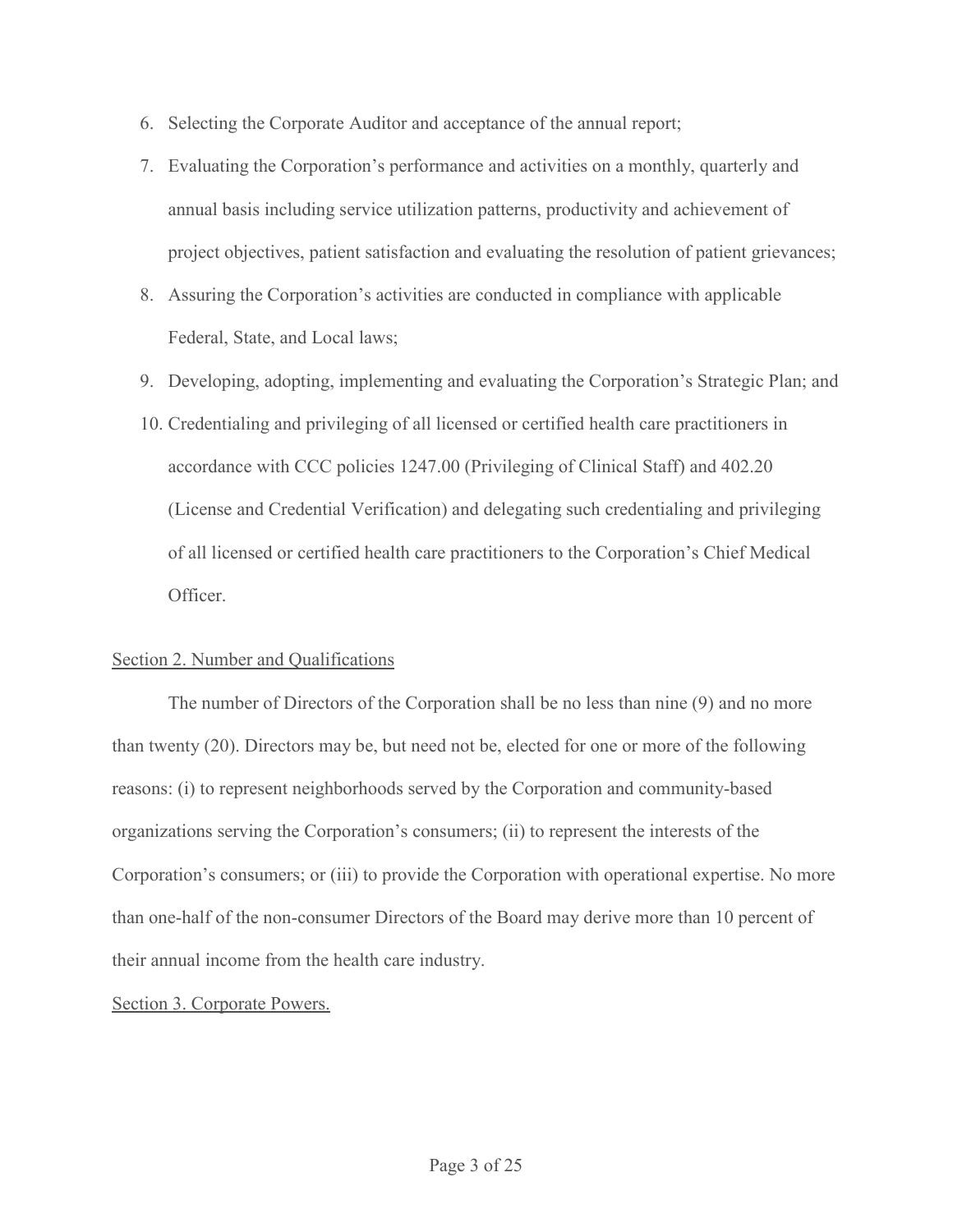6. Selecting the Corporate Auditor and acceptance of the annual report;
7. Evaluating the Corporation's performance and activities on a monthly, quarterly and annual basis including service utilization patterns, productivity and achievement of project objectives, patient satisfaction and evaluating the resolution of patient grievances;
8. Assuring the Corporation's activities are conducted in compliance with applicable Federal, State, and Local laws;
9. Developing, adopting, implementing and evaluating the Corporation's Strategic Plan; and
10. Credentialing and privileging of all licensed or certified health care practitioners in accordance with CCC policies 1247.00 (Privileging of Clinical Staff) and 402.20 (License and Credential Verification) and delegating such credentialing and privileging of all licensed or certified health care practitioners to the Corporation's Chief Medical Officer.

Section 2. Number and Qualifications

The number of Directors of the Corporation shall be no less than nine (9) and no more than twenty (20). Directors may be, but need not be, elected for one or more of the following reasons: (i) to represent neighborhoods served by the Corporation and community-based organizations serving the Corporation's consumers; (ii) to represent the interests of the Corporation's consumers; or (iii) to provide the Corporation with operational expertise. No more than one-half of the non-consumer Directors of the Board may derive more than 10 percent of their annual income from the health care industry.

Section 3. Corporate Powers.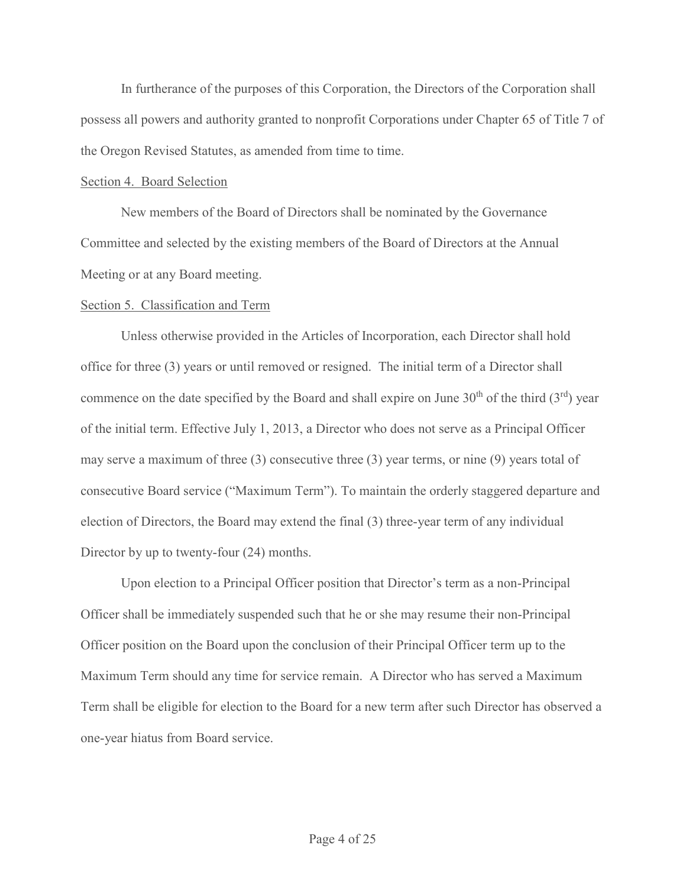In furtherance of the purposes of this Corporation, the Directors of the Corporation shall possess all powers and authority granted to nonprofit Corporations under Chapter 65 of Title 7 of the Oregon Revised Statutes, as amended from time to time.

Section 4. Board Selection

New members of the Board of Directors shall be nominated by the Governance Committee and selected by the existing members of the Board of Directors at the Annual Meeting or at any Board meeting.

Section 5. Classification and Term

Unless otherwise provided in the Articles of Incorporation, each Director shall hold office for three (3) years or until removed or resigned. The initial term of a Director shall commence on the date specified by the Board and shall expire on June 30th of the third (3rd) year of the initial term. Effective July 1, 2013, a Director who does not serve as a Principal Officer may serve a maximum of three (3) consecutive three (3) year terms, or nine (9) years total of consecutive Board service ("Maximum Term"). To maintain the orderly staggered departure and election of Directors, the Board may extend the final (3) three-year term of any individual Director by up to twenty-four (24) months.

Upon election to a Principal Officer position that Director's term as a non-Principal Officer shall be immediately suspended such that he or she may resume their non-Principal Officer position on the Board upon the conclusion of their Principal Officer term up to the Maximum Term should any time for service remain. A Director who has served a Maximum Term shall be eligible for election to the Board for a new term after such Director has observed a one-year hiatus from Board service.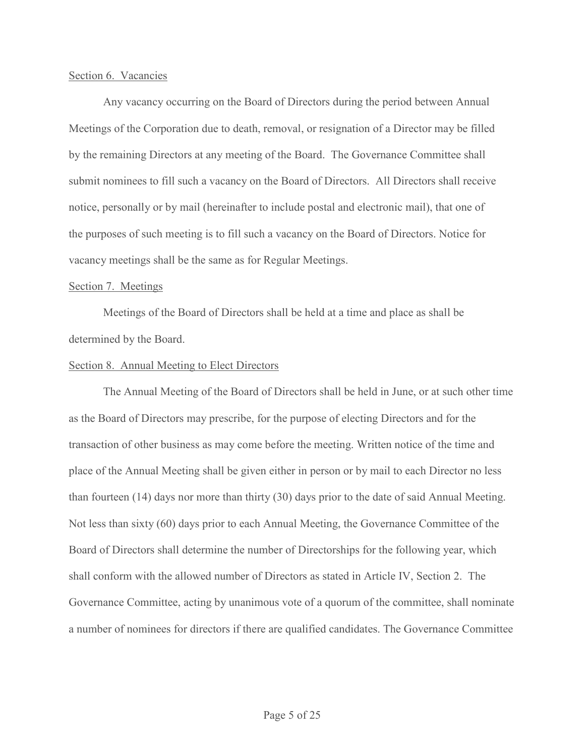<u>Section 6. Vacancies</u>

Any vacancy occurring on the Board of Directors during the period between Annual Meetings of the Corporation due to death, removal, or resignation of a Director may be filled by the remaining Directors at any meeting of the Board. The Governance Committee shall submit nominees to fill such a vacancy on the Board of Directors. All Directors shall receive notice, personally or by mail (hereinafter to include postal and electronic mail), that one of the purposes of such meeting is to fill such a vacancy on the Board of Directors. Notice for vacancy meetings shall be the same as for Regular Meetings.

<u>Section 7. Meetings</u>

Meetings of the Board of Directors shall be held at a time and place as shall be determined by the Board.

<u>Section 8. Annual Meeting to Elect Directors</u>

The Annual Meeting of the Board of Directors shall be held in June, or at such other time as the Board of Directors may prescribe, for the purpose of electing Directors and for the transaction of other business as may come before the meeting. Written notice of the time and place of the Annual Meeting shall be given either in person or by mail to each Director no less than fourteen (14) days nor more than thirty (30) days prior to the date of said Annual Meeting. Not less than sixty (60) days prior to each Annual Meeting, the Governance Committee of the Board of Directors shall determine the number of Directorships for the following year, which shall conform with the allowed number of Directors as stated in Article IV, Section 2. The Governance Committee, acting by unanimous vote of a quorum of the committee, shall nominate a number of nominees for directors if there are qualified candidates. The Governance Committee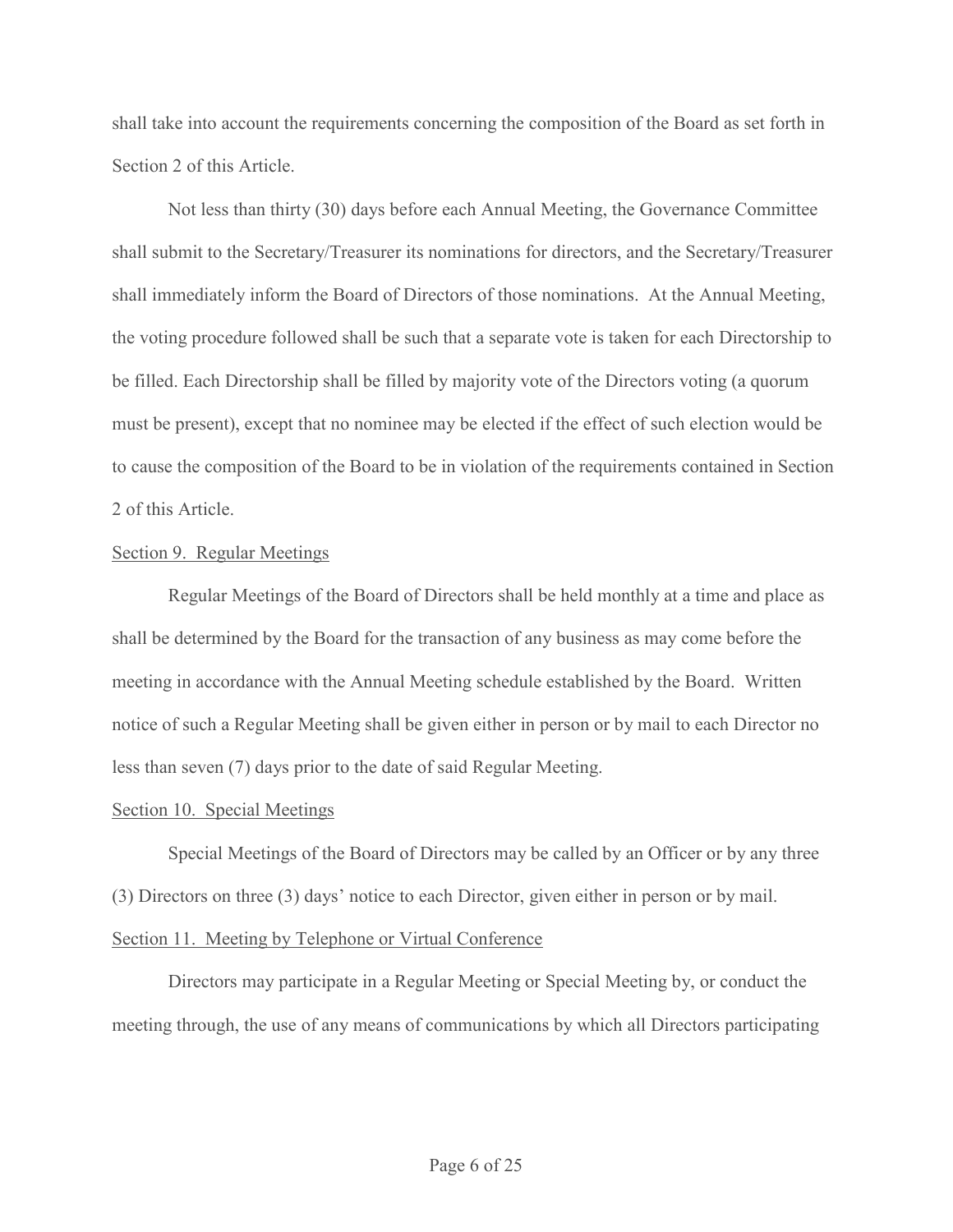shall take into account the requirements concerning the composition of the Board as set forth in Section 2 of this Article.

Not less than thirty (30) days before each Annual Meeting, the Governance Committee shall submit to the Secretary/Treasurer its nominations for directors, and the Secretary/Treasurer shall immediately inform the Board of Directors of those nominations. At the Annual Meeting, the voting procedure followed shall be such that a separate vote is taken for each Directorship to be filled. Each Directorship shall be filled by majority vote of the Directors voting (a quorum must be present), except that no nominee may be elected if the effect of such election would be to cause the composition of the Board to be in violation of the requirements contained in Section 2 of this Article.

Section 9. Regular Meetings

Regular Meetings of the Board of Directors shall be held monthly at a time and place as shall be determined by the Board for the transaction of any business as may come before the meeting in accordance with the Annual Meeting schedule established by the Board. Written notice of such a Regular Meeting shall be given either in person or by mail to each Director no less than seven (7) days prior to the date of said Regular Meeting.

Section 10. Special Meetings

Special Meetings of the Board of Directors may be called by an Officer or by any three (3) Directors on three (3) days' notice to each Director, given either in person or by mail.

Section 11. Meeting by Telephone or Virtual Conference

Directors may participate in a Regular Meeting or Special Meeting by, or conduct the meeting through, the use of any means of communications by which all Directors participating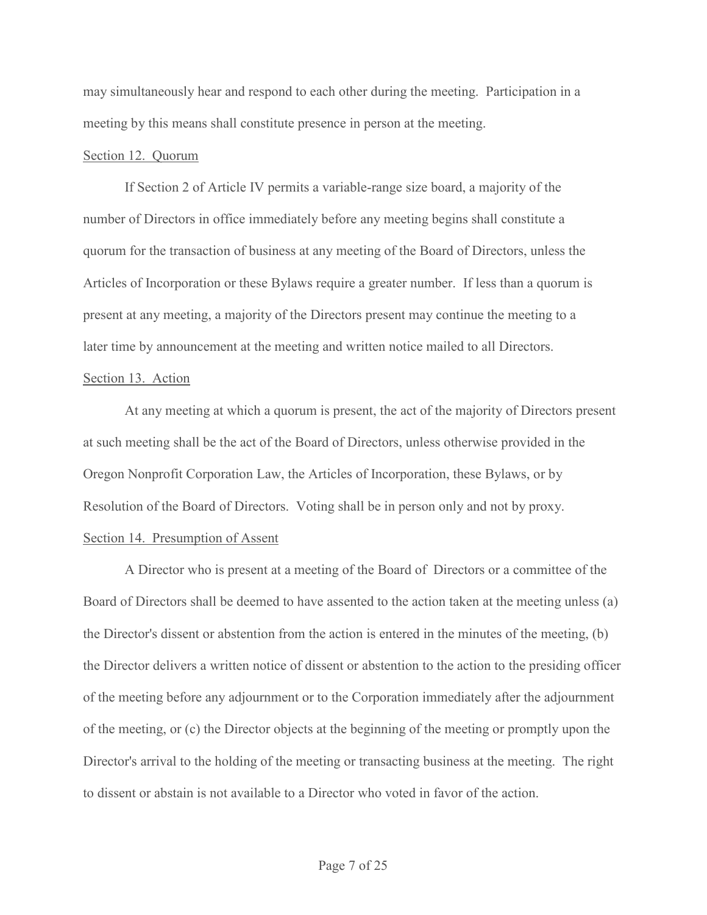may simultaneously hear and respond to each other during the meeting. Participation in a meeting by this means shall constitute presence in person at the meeting.

Section 12. Quorum

If Section 2 of Article IV permits a variable-range size board, a majority of the number of Directors in office immediately before any meeting begins shall constitute a quorum for the transaction of business at any meeting of the Board of Directors, unless the Articles of Incorporation or these Bylaws require a greater number. If less than a quorum is present at any meeting, a majority of the Directors present may continue the meeting to a later time by announcement at the meeting and written notice mailed to all Directors.

Section 13. Action

At any meeting at which a quorum is present, the act of the majority of Directors present at such meeting shall be the act of the Board of Directors, unless otherwise provided in the Oregon Nonprofit Corporation Law, the Articles of Incorporation, these Bylaws, or by Resolution of the Board of Directors. Voting shall be in person only and not by proxy.

Section 14. Presumption of Assent

A Director who is present at a meeting of the Board of Directors or a committee of the Board of Directors shall be deemed to have assented to the action taken at the meeting unless (a) the Director's dissent or abstention from the action is entered in the minutes of the meeting, (b) the Director delivers a written notice of dissent or abstention to the action to the presiding officer of the meeting before any adjournment or to the Corporation immediately after the adjournment of the meeting, or (c) the Director objects at the beginning of the meeting or promptly upon the Director's arrival to the holding of the meeting or transacting business at the meeting. The right to dissent or abstain is not available to a Director who voted in favor of the action.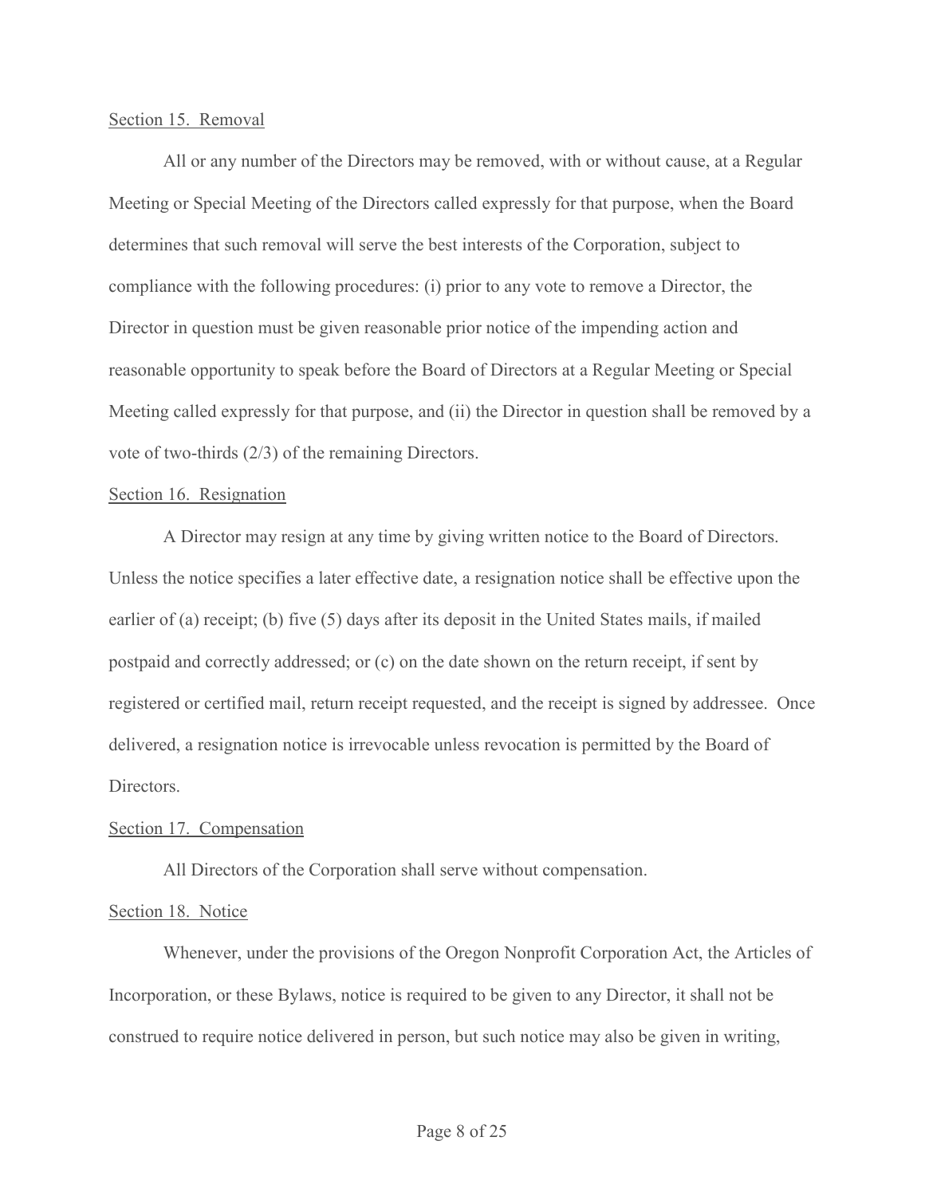Section 15. Removal

All or any number of the Directors may be removed, with or without cause, at a Regular Meeting or Special Meeting of the Directors called expressly for that purpose, when the Board determines that such removal will serve the best interests of the Corporation, subject to compliance with the following procedures: (i) prior to any vote to remove a Director, the Director in question must be given reasonable prior notice of the impending action and reasonable opportunity to speak before the Board of Directors at a Regular Meeting or Special Meeting called expressly for that purpose, and (ii) the Director in question shall be removed by a vote of two-thirds (2/3) of the remaining Directors.

Section 16. Resignation

A Director may resign at any time by giving written notice to the Board of Directors. Unless the notice specifies a later effective date, a resignation notice shall be effective upon the earlier of (a) receipt; (b) five (5) days after its deposit in the United States mails, if mailed postpaid and correctly addressed; or (c) on the date shown on the return receipt, if sent by registered or certified mail, return receipt requested, and the receipt is signed by addressee. Once delivered, a resignation notice is irrevocable unless revocation is permitted by the Board of Directors.

Section 17. Compensation

All Directors of the Corporation shall serve without compensation.

Section 18. Notice

Whenever, under the provisions of the Oregon Nonprofit Corporation Act, the Articles of Incorporation, or these Bylaws, notice is required to be given to any Director, it shall not be construed to require notice delivered in person, but such notice may also be given in writing,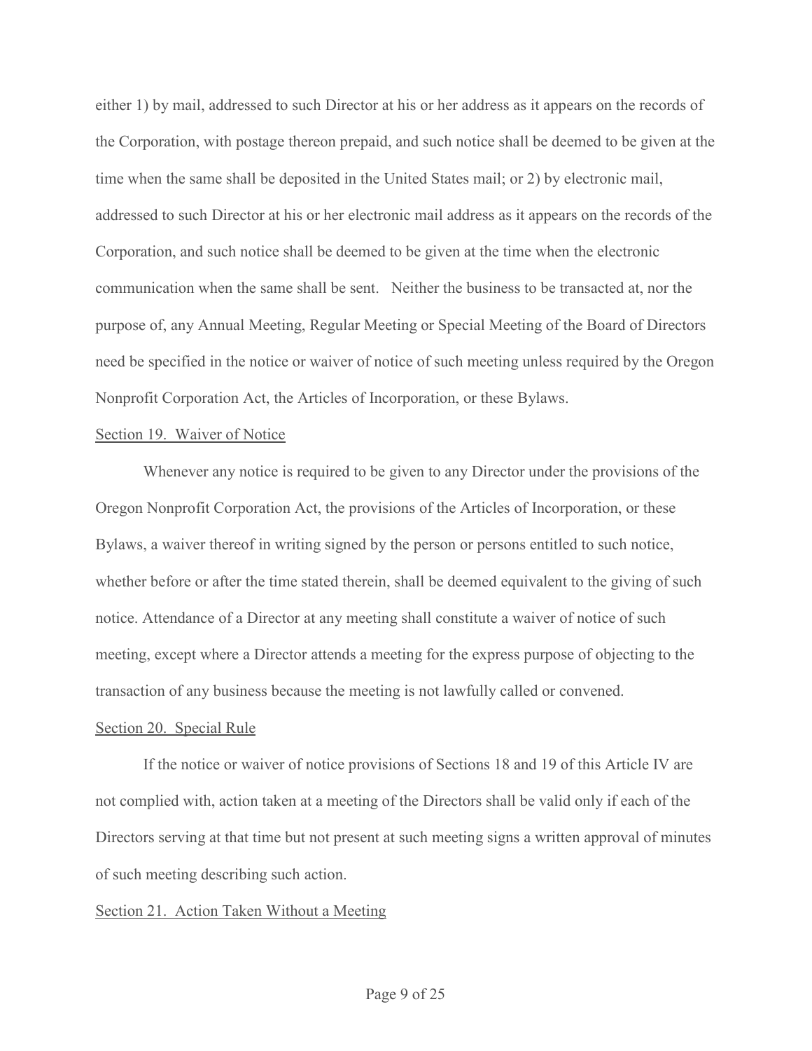either 1) by mail, addressed to such Director at his or her address as it appears on the records of the Corporation, with postage thereon prepaid, and such notice shall be deemed to be given at the time when the same shall be deposited in the United States mail; or 2) by electronic mail, addressed to such Director at his or her electronic mail address as it appears on the records of the Corporation, and such notice shall be deemed to be given at the time when the electronic communication when the same shall be sent. Neither the business to be transacted at, nor the purpose of, any Annual Meeting, Regular Meeting or Special Meeting of the Board of Directors need be specified in the notice or waiver of notice of such meeting unless required by the Oregon Nonprofit Corporation Act, the Articles of Incorporation, or these Bylaws.

Section 19. Waiver of Notice

Whenever any notice is required to be given to any Director under the provisions of the Oregon Nonprofit Corporation Act, the provisions of the Articles of Incorporation, or these Bylaws, a waiver thereof in writing signed by the person or persons entitled to such notice, whether before or after the time stated therein, shall be deemed equivalent to the giving of such notice. Attendance of a Director at any meeting shall constitute a waiver of notice of such meeting, except where a Director attends a meeting for the express purpose of objecting to the transaction of any business because the meeting is not lawfully called or convened.

Section 20. Special Rule

If the notice or waiver of notice provisions of Sections 18 and 19 of this Article IV are not complied with, action taken at a meeting of the Directors shall be valid only if each of the Directors serving at that time but not present at such meeting signs a written approval of minutes of such meeting describing such action.

Section 21. Action Taken Without a Meeting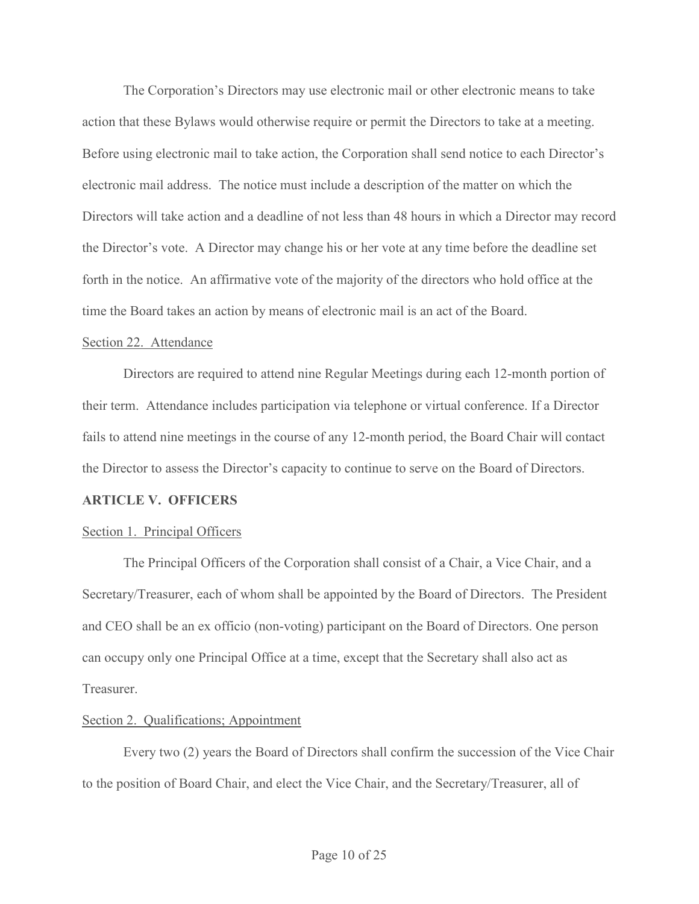The Corporation's Directors may use electronic mail or other electronic means to take action that these Bylaws would otherwise require or permit the Directors to take at a meeting. Before using electronic mail to take action, the Corporation shall send notice to each Director's electronic mail address. The notice must include a description of the matter on which the Directors will take action and a deadline of not less than 48 hours in which a Director may record the Director's vote. A Director may change his or her vote at any time before the deadline set forth in the notice. An affirmative vote of the majority of the directors who hold office at the time the Board takes an action by means of electronic mail is an act of the Board.

Section 22. Attendance

Directors are required to attend nine Regular Meetings during each 12-month portion of their term. Attendance includes participation via telephone or virtual conference. If a Director fails to attend nine meetings in the course of any 12-month period, the Board Chair will contact the Director to assess the Director's capacity to continue to serve on the Board of Directors.

## ARTICLE V. OFFICERS

Section 1. Principal Officers

The Principal Officers of the Corporation shall consist of a Chair, a Vice Chair, and a Secretary/Treasurer, each of whom shall be appointed by the Board of Directors. The President and CEO shall be an ex officio (non-voting) participant on the Board of Directors. One person can occupy only one Principal Office at a time, except that the Secretary shall also act as Treasurer.

Section 2. Qualifications; Appointment

Every two (2) years the Board of Directors shall confirm the succession of the Vice Chair to the position of Board Chair, and elect the Vice Chair, and the Secretary/Treasurer, all of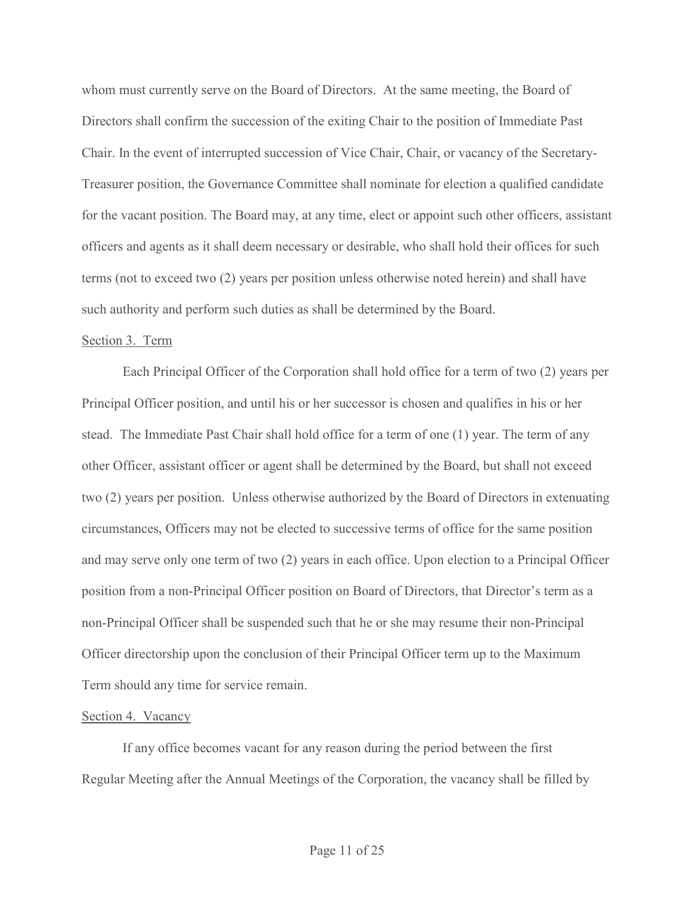whom must currently serve on the Board of Directors. At the same meeting, the Board of Directors shall confirm the succession of the exiting Chair to the position of Immediate Past Chair. In the event of interrupted succession of Vice Chair, Chair, or vacancy of the Secretary-Treasurer position, the Governance Committee shall nominate for election a qualified candidate for the vacant position. The Board may, at any time, elect or appoint such other officers, assistant officers and agents as it shall deem necessary or desirable, who shall hold their offices for such terms (not to exceed two (2) years per position unless otherwise noted herein) and shall have such authority and perform such duties as shall be determined by the Board.

Section 3. Term

Each Principal Officer of the Corporation shall hold office for a term of two (2) years per Principal Officer position, and until his or her successor is chosen and qualifies in his or her stead. The Immediate Past Chair shall hold office for a term of one (1) year. The term of any other Officer, assistant officer or agent shall be determined by the Board, but shall not exceed two (2) years per position. Unless otherwise authorized by the Board of Directors in extenuating circumstances, Officers may not be elected to successive terms of office for the same position and may serve only one term of two (2) years in each office. Upon election to a Principal Officer position from a non-Principal Officer position on Board of Directors, that Director's term as a non-Principal Officer shall be suspended such that he or she may resume their non-Principal Officer directorship upon the conclusion of their Principal Officer term up to the Maximum Term should any time for service remain.

Section 4. Vacancy

If any office becomes vacant for any reason during the period between the first Regular Meeting after the Annual Meetings of the Corporation, the vacancy shall be filled by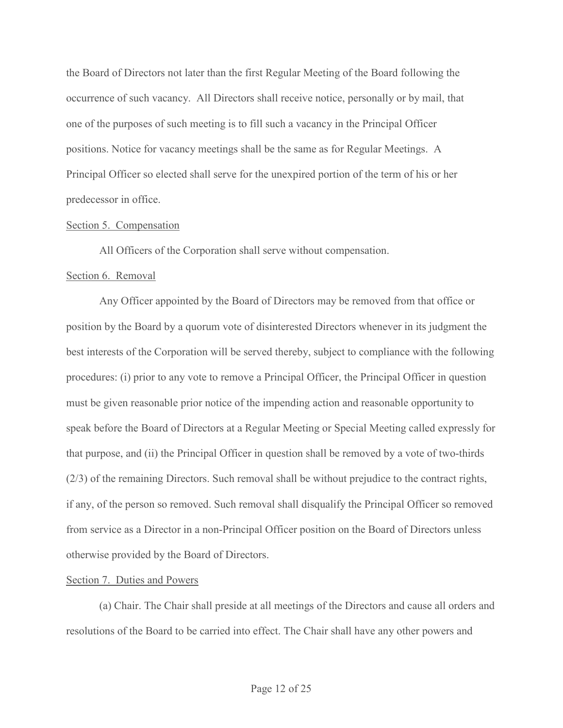the Board of Directors not later than the first Regular Meeting of the Board following the occurrence of such vacancy. All Directors shall receive notice, personally or by mail, that one of the purposes of such meeting is to fill such a vacancy in the Principal Officer positions. Notice for vacancy meetings shall be the same as for Regular Meetings. A Principal Officer so elected shall serve for the unexpired portion of the term of his or her predecessor in office.

<u>Section 5. Compensation</u>

All Officers of the Corporation shall serve without compensation.

<u>Section 6. Removal</u>

Any Officer appointed by the Board of Directors may be removed from that office or position by the Board by a quorum vote of disinterested Directors whenever in its judgment the best interests of the Corporation will be served thereby, subject to compliance with the following procedures: (i) prior to any vote to remove a Principal Officer, the Principal Officer in question must be given reasonable prior notice of the impending action and reasonable opportunity to speak before the Board of Directors at a Regular Meeting or Special Meeting called expressly for that purpose, and (ii) the Principal Officer in question shall be removed by a vote of two-thirds (2/3) of the remaining Directors. Such removal shall be without prejudice to the contract rights, if any, of the person so removed. Such removal shall disqualify the Principal Officer so removed from service as a Director in a non-Principal Officer position on the Board of Directors unless otherwise provided by the Board of Directors.

<u>Section 7. Duties and Powers</u>

(a) Chair. The Chair shall preside at all meetings of the Directors and cause all orders and resolutions of the Board to be carried into effect. The Chair shall have any other powers and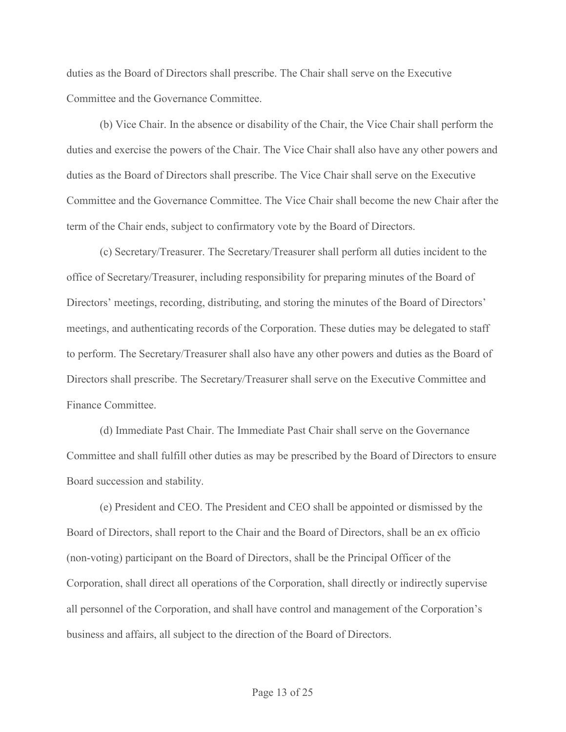duties as the Board of Directors shall prescribe. The Chair shall serve on the Executive Committee and the Governance Committee.

(b) Vice Chair. In the absence or disability of the Chair, the Vice Chair shall perform the duties and exercise the powers of the Chair. The Vice Chair shall also have any other powers and duties as the Board of Directors shall prescribe. The Vice Chair shall serve on the Executive Committee and the Governance Committee. The Vice Chair shall become the new Chair after the term of the Chair ends, subject to confirmatory vote by the Board of Directors.

(c) Secretary/Treasurer. The Secretary/Treasurer shall perform all duties incident to the office of Secretary/Treasurer, including responsibility for preparing minutes of the Board of Directors' meetings, recording, distributing, and storing the minutes of the Board of Directors' meetings, and authenticating records of the Corporation. These duties may be delegated to staff to perform. The Secretary/Treasurer shall also have any other powers and duties as the Board of Directors shall prescribe. The Secretary/Treasurer shall serve on the Executive Committee and Finance Committee.

(d) Immediate Past Chair. The Immediate Past Chair shall serve on the Governance Committee and shall fulfill other duties as may be prescribed by the Board of Directors to ensure Board succession and stability.

(e) President and CEO. The President and CEO shall be appointed or dismissed by the Board of Directors, shall report to the Chair and the Board of Directors, shall be an ex officio (non-voting) participant on the Board of Directors, shall be the Principal Officer of the Corporation, shall direct all operations of the Corporation, shall directly or indirectly supervise all personnel of the Corporation, and shall have control and management of the Corporation's business and affairs, all subject to the direction of the Board of Directors.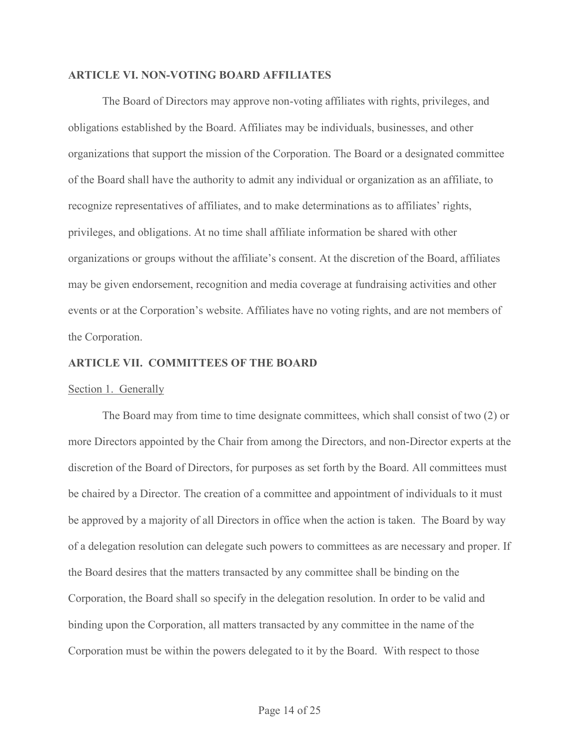**ARTICLE VI. NON-VOTING BOARD AFFILIATES**

The Board of Directors may approve non-voting affiliates with rights, privileges, and obligations established by the Board. Affiliates may be individuals, businesses, and other organizations that support the mission of the Corporation. The Board or a designated committee of the Board shall have the authority to admit any individual or organization as an affiliate, to recognize representatives of affiliates, and to make determinations as to affiliates' rights, privileges, and obligations. At no time shall affiliate information be shared with other organizations or groups without the affiliate's consent. At the discretion of the Board, affiliates may be given endorsement, recognition and media coverage at fundraising activities and other events or at the Corporation's website. Affiliates have no voting rights, and are not members of the Corporation.

**ARTICLE VII. COMMITTEES OF THE BOARD**

Section 1. Generally

The Board may from time to time designate committees, which shall consist of two (2) or more Directors appointed by the Chair from among the Directors, and non-Director experts at the discretion of the Board of Directors, for purposes as set forth by the Board. All committees must be chaired by a Director. The creation of a committee and appointment of individuals to it must be approved by a majority of all Directors in office when the action is taken. The Board by way of a delegation resolution can delegate such powers to committees as are necessary and proper. If the Board desires that the matters transacted by any committee shall be binding on the Corporation, the Board shall so specify in the delegation resolution. In order to be valid and binding upon the Corporation, all matters transacted by any committee in the name of the Corporation must be within the powers delegated to it by the Board. With respect to those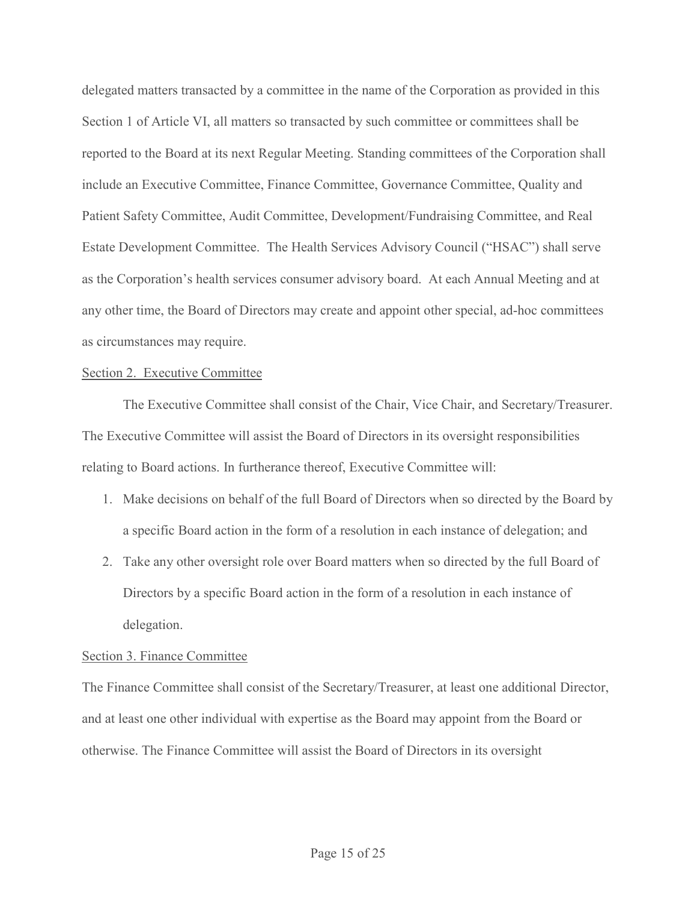delegated matters transacted by a committee in the name of the Corporation as provided in this Section 1 of Article VI, all matters so transacted by such committee or committees shall be reported to the Board at its next Regular Meeting. Standing committees of the Corporation shall include an Executive Committee, Finance Committee, Governance Committee, Quality and Patient Safety Committee, Audit Committee, Development/Fundraising Committee, and Real Estate Development Committee. The Health Services Advisory Council ("HSAC") shall serve as the Corporation's health services consumer advisory board. At each Annual Meeting and at any other time, the Board of Directors may create and appoint other special, ad-hoc committees as circumstances may require.

Section 2. Executive Committee

The Executive Committee shall consist of the Chair, Vice Chair, and Secretary/Treasurer. The Executive Committee will assist the Board of Directors in its oversight responsibilities relating to Board actions. In furtherance thereof, Executive Committee will:

1. Make decisions on behalf of the full Board of Directors when so directed by the Board by a specific Board action in the form of a resolution in each instance of delegation; and
2. Take any other oversight role over Board matters when so directed by the full Board of Directors by a specific Board action in the form of a resolution in each instance of delegation.

Section 3. Finance Committee

The Finance Committee shall consist of the Secretary/Treasurer, at least one additional Director, and at least one other individual with expertise as the Board may appoint from the Board or otherwise. The Finance Committee will assist the Board of Directors in its oversight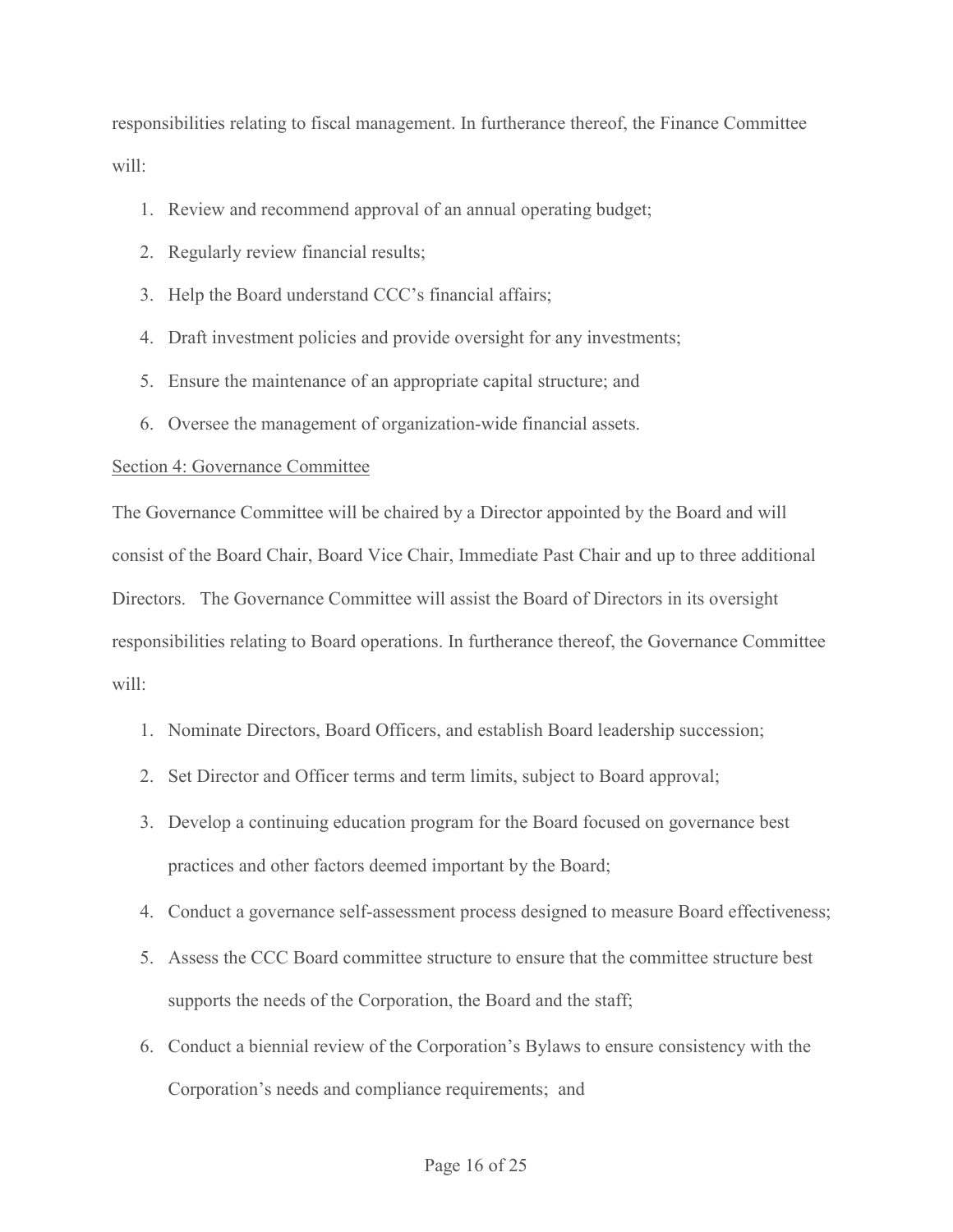responsibilities relating to fiscal management. In furtherance thereof, the Finance Committee will:

1. Review and recommend approval of an annual operating budget;
2. Regularly review financial results;
3. Help the Board understand CCC's financial affairs;
4. Draft investment policies and provide oversight for any investments;
5. Ensure the maintenance of an appropriate capital structure; and
6. Oversee the management of organization-wide financial assets.

Section 4: Governance Committee

The Governance Committee will be chaired by a Director appointed by the Board and will consist of the Board Chair, Board Vice Chair, Immediate Past Chair and up to three additional Directors. The Governance Committee will assist the Board of Directors in its oversight responsibilities relating to Board operations. In furtherance thereof, the Governance Committee will:

1. Nominate Directors, Board Officers, and establish Board leadership succession;
2. Set Director and Officer terms and term limits, subject to Board approval;
3. Develop a continuing education program for the Board focused on governance best practices and other factors deemed important by the Board;
4. Conduct a governance self-assessment process designed to measure Board effectiveness;
5. Assess the CCC Board committee structure to ensure that the committee structure best supports the needs of the Corporation, the Board and the staff;
6. Conduct a biennial review of the Corporation's Bylaws to ensure consistency with the Corporation's needs and compliance requirements; and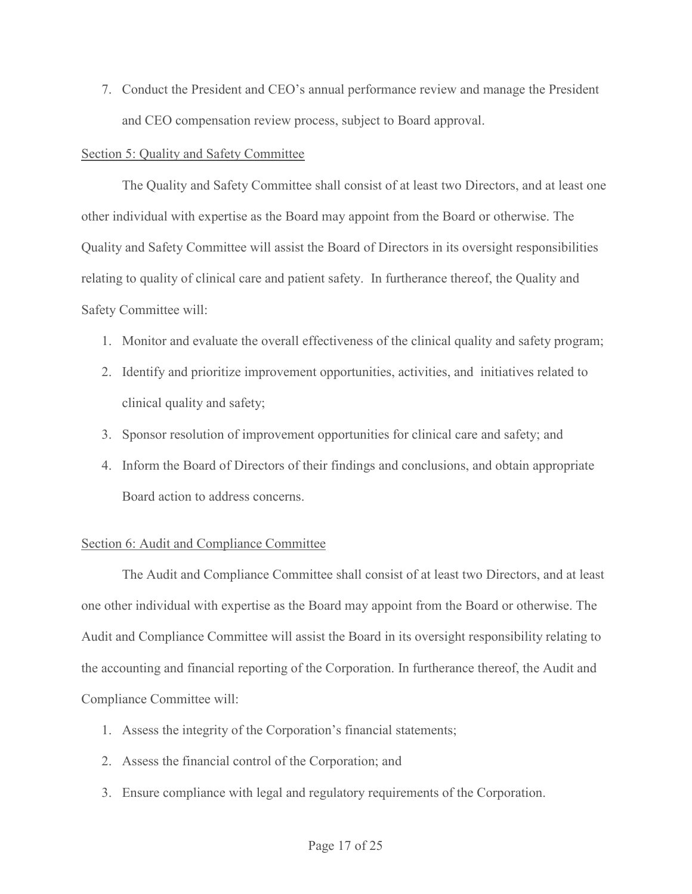7. Conduct the President and CEO's annual performance review and manage the President and CEO compensation review process, subject to Board approval.

Section 5: Quality and Safety Committee

The Quality and Safety Committee shall consist of at least two Directors, and at least one other individual with expertise as the Board may appoint from the Board or otherwise. The Quality and Safety Committee will assist the Board of Directors in its oversight responsibilities relating to quality of clinical care and patient safety. In furtherance thereof, the Quality and Safety Committee will:

1. Monitor and evaluate the overall effectiveness of the clinical quality and safety program;
2. Identify and prioritize improvement opportunities, activities, and initiatives related to clinical quality and safety;
3. Sponsor resolution of improvement opportunities for clinical care and safety; and
4. Inform the Board of Directors of their findings and conclusions, and obtain appropriate Board action to address concerns.

Section 6: Audit and Compliance Committee

The Audit and Compliance Committee shall consist of at least two Directors, and at least one other individual with expertise as the Board may appoint from the Board or otherwise. The Audit and Compliance Committee will assist the Board in its oversight responsibility relating to the accounting and financial reporting of the Corporation. In furtherance thereof, the Audit and Compliance Committee will:

1. Assess the integrity of the Corporation's financial statements;
2. Assess the financial control of the Corporation; and
3. Ensure compliance with legal and regulatory requirements of the Corporation.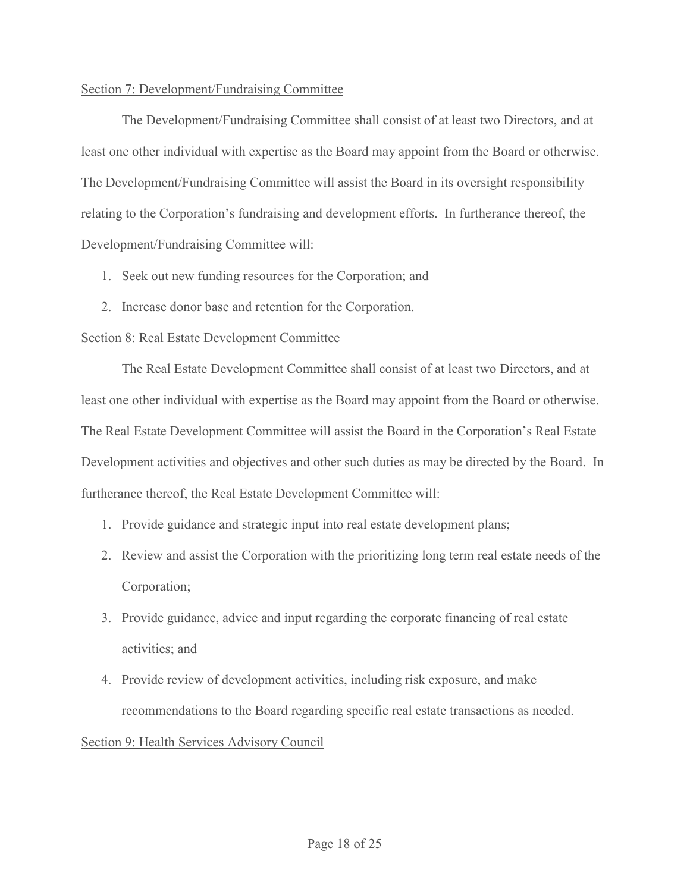Section 7: Development/Fundraising Committee

The Development/Fundraising Committee shall consist of at least two Directors, and at least one other individual with expertise as the Board may appoint from the Board or otherwise. The Development/Fundraising Committee will assist the Board in its oversight responsibility relating to the Corporation's fundraising and development efforts. In furtherance thereof, the Development/Fundraising Committee will:

1. Seek out new funding resources for the Corporation; and
2. Increase donor base and retention for the Corporation.

Section 8: Real Estate Development Committee

The Real Estate Development Committee shall consist of at least two Directors, and at least one other individual with expertise as the Board may appoint from the Board or otherwise. The Real Estate Development Committee will assist the Board in the Corporation's Real Estate Development activities and objectives and other such duties as may be directed by the Board. In furtherance thereof, the Real Estate Development Committee will:

1. Provide guidance and strategic input into real estate development plans;
2. Review and assist the Corporation with the prioritizing long term real estate needs of the Corporation;
3. Provide guidance, advice and input regarding the corporate financing of real estate activities; and
4. Provide review of development activities, including risk exposure, and make recommendations to the Board regarding specific real estate transactions as needed.

Section 9: Health Services Advisory Council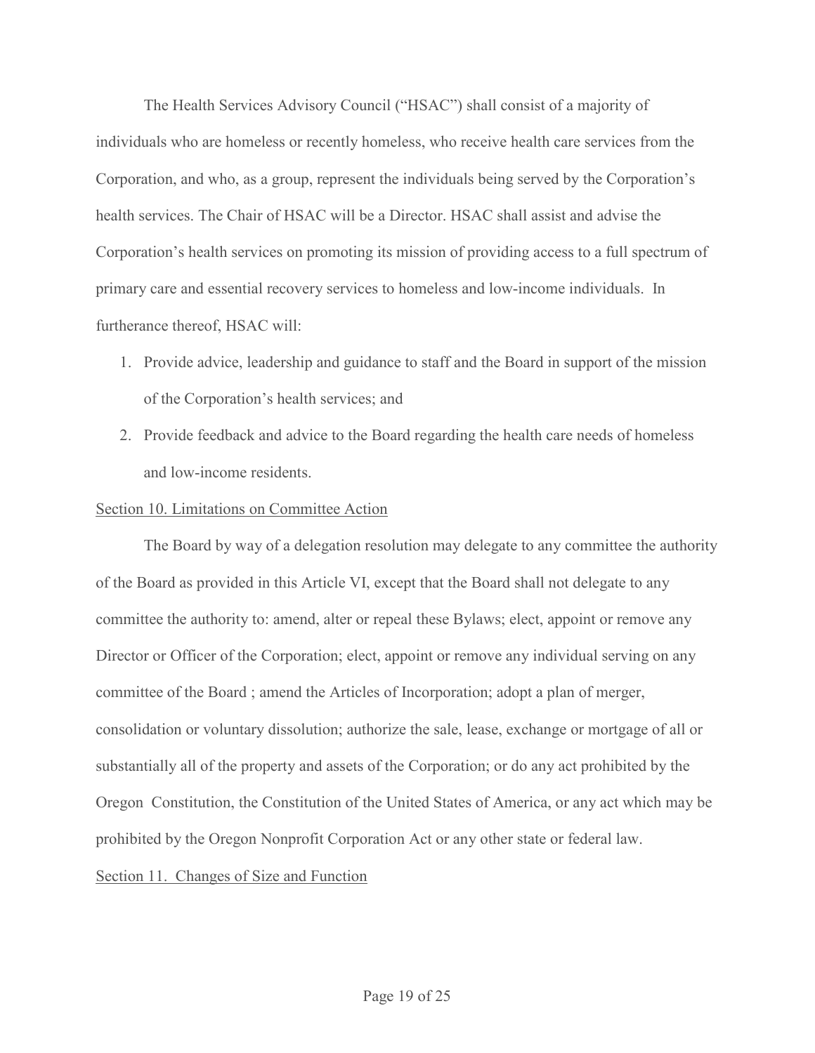The Health Services Advisory Council ("HSAC") shall consist of a majority of individuals who are homeless or recently homeless, who receive health care services from the Corporation, and who, as a group, represent the individuals being served by the Corporation's health services. The Chair of HSAC will be a Director. HSAC shall assist and advise the Corporation's health services on promoting its mission of providing access to a full spectrum of primary care and essential recovery services to homeless and low-income individuals. In furtherance thereof, HSAC will:

1. Provide advice, leadership and guidance to staff and the Board in support of the mission of the Corporation's health services; and
2. Provide feedback and advice to the Board regarding the health care needs of homeless and low-income residents.

Section 10. Limitations on Committee Action

The Board by way of a delegation resolution may delegate to any committee the authority of the Board as provided in this Article VI, except that the Board shall not delegate to any committee the authority to: amend, alter or repeal these Bylaws; elect, appoint or remove any Director or Officer of the Corporation; elect, appoint or remove any individual serving on any committee of the Board ; amend the Articles of Incorporation; adopt a plan of merger, consolidation or voluntary dissolution; authorize the sale, lease, exchange or mortgage of all or substantially all of the property and assets of the Corporation; or do any act prohibited by the Oregon Constitution, the Constitution of the United States of America, or any act which may be prohibited by the Oregon Nonprofit Corporation Act or any other state or federal law.

Section 11. Changes of Size and Function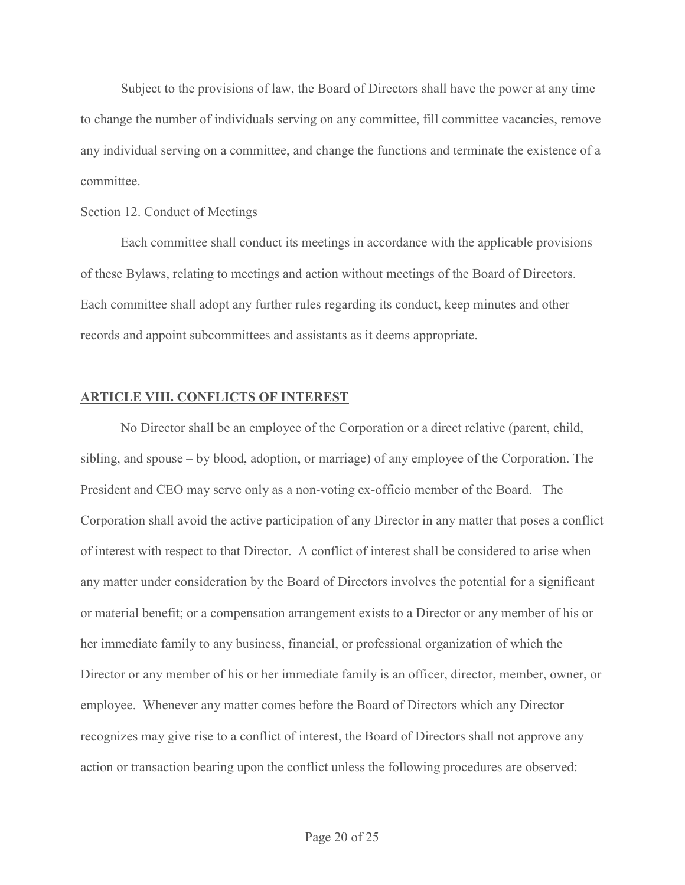Subject to the provisions of law, the Board of Directors shall have the power at any time to change the number of individuals serving on any committee, fill committee vacancies, remove any individual serving on a committee, and change the functions and terminate the existence of a committee.

Section 12. Conduct of Meetings

Each committee shall conduct its meetings in accordance with the applicable provisions of these Bylaws, relating to meetings and action without meetings of the Board of Directors. Each committee shall adopt any further rules regarding its conduct, keep minutes and other records and appoint subcommittees and assistants as it deems appropriate.

## ARTICLE VIII. CONFLICTS OF INTEREST

No Director shall be an employee of the Corporation or a direct relative (parent, child, sibling, and spouse – by blood, adoption, or marriage) of any employee of the Corporation. The President and CEO may serve only as a non-voting ex-officio member of the Board. The Corporation shall avoid the active participation of any Director in any matter that poses a conflict of interest with respect to that Director. A conflict of interest shall be considered to arise when any matter under consideration by the Board of Directors involves the potential for a significant or material benefit; or a compensation arrangement exists to a Director or any member of his or her immediate family to any business, financial, or professional organization of which the Director or any member of his or her immediate family is an officer, director, member, owner, or employee. Whenever any matter comes before the Board of Directors which any Director recognizes may give rise to a conflict of interest, the Board of Directors shall not approve any action or transaction bearing upon the conflict unless the following procedures are observed: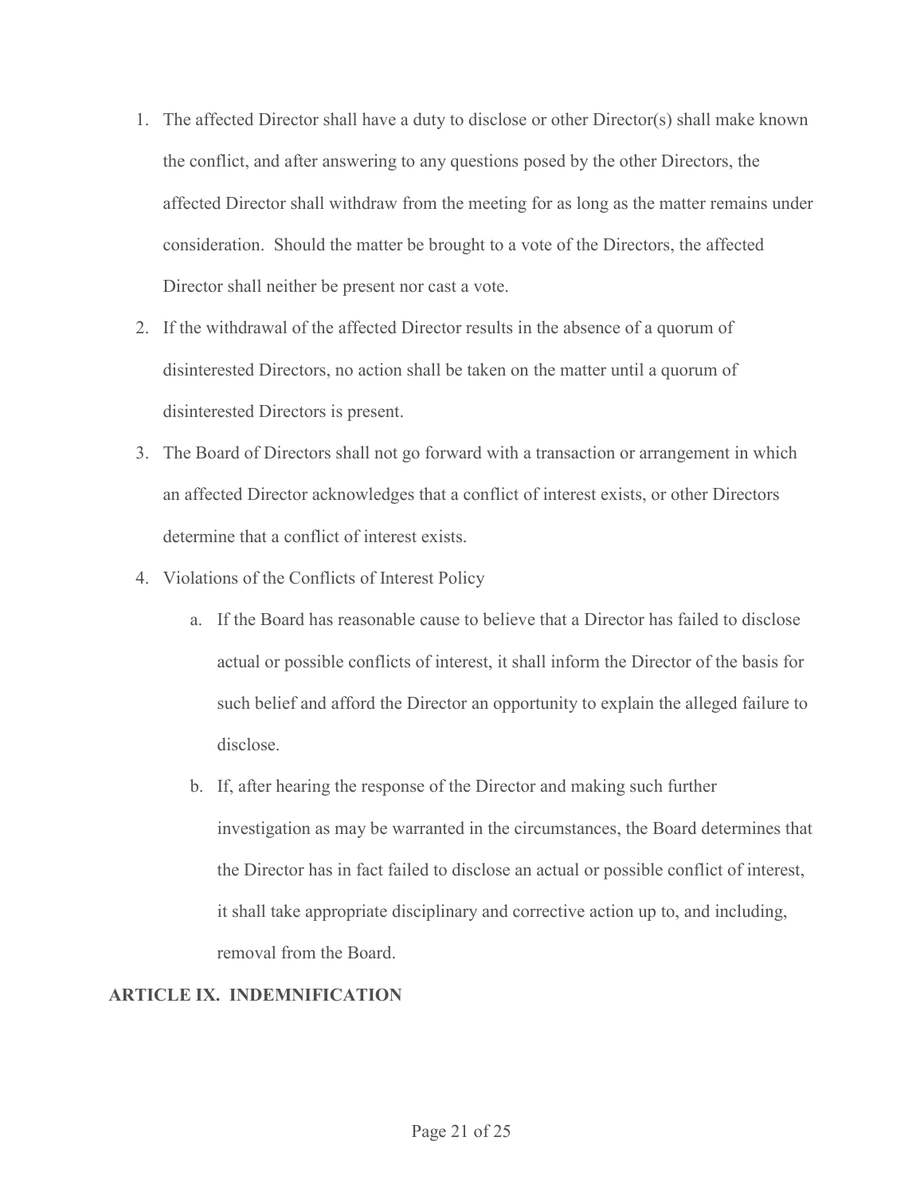1. The affected Director shall have a duty to disclose or other Director(s) shall make known the conflict, and after answering to any questions posed by the other Directors, the affected Director shall withdraw from the meeting for as long as the matter remains under consideration. Should the matter be brought to a vote of the Directors, the affected Director shall neither be present nor cast a vote.
2. If the withdrawal of the affected Director results in the absence of a quorum of disinterested Directors, no action shall be taken on the matter until a quorum of disinterested Directors is present.
3. The Board of Directors shall not go forward with a transaction or arrangement in which an affected Director acknowledges that a conflict of interest exists, or other Directors determine that a conflict of interest exists.
4. Violations of the Conflicts of Interest Policy
    a. If the Board has reasonable cause to believe that a Director has failed to disclose actual or possible conflicts of interest, it shall inform the Director of the basis for such belief and afford the Director an opportunity to explain the alleged failure to disclose.
    b. If, after hearing the response of the Director and making such further investigation as may be warranted in the circumstances, the Board determines that the Director has in fact failed to disclose an actual or possible conflict of interest, it shall take appropriate disciplinary and corrective action up to, and including, removal from the Board.

## ARTICLE IX. INDEMNIFICATION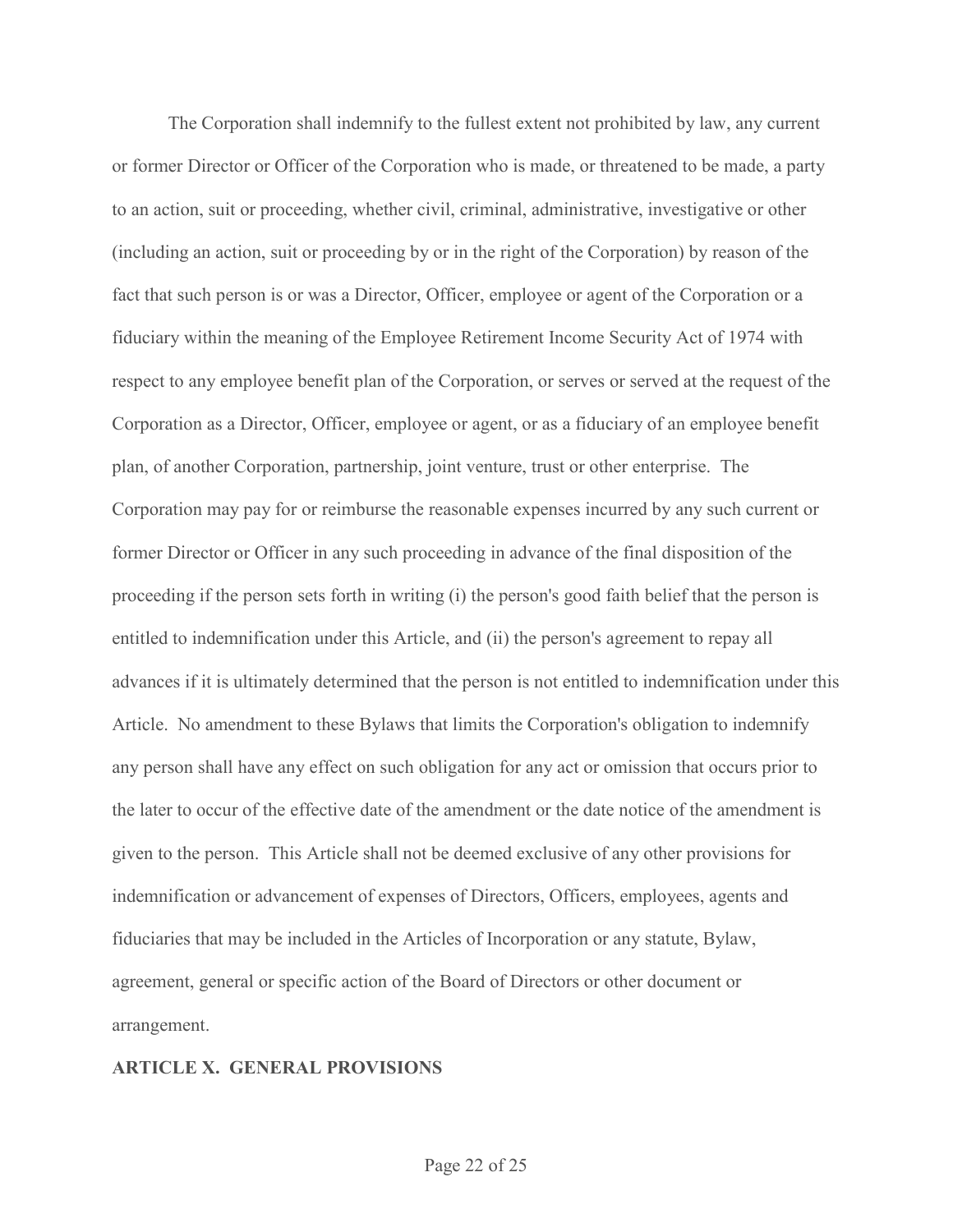The Corporation shall indemnify to the fullest extent not prohibited by law, any current or former Director or Officer of the Corporation who is made, or threatened to be made, a party to an action, suit or proceeding, whether civil, criminal, administrative, investigative or other (including an action, suit or proceeding by or in the right of the Corporation) by reason of the fact that such person is or was a Director, Officer, employee or agent of the Corporation or a fiduciary within the meaning of the Employee Retirement Income Security Act of 1974 with respect to any employee benefit plan of the Corporation, or serves or served at the request of the Corporation as a Director, Officer, employee or agent, or as a fiduciary of an employee benefit plan, of another Corporation, partnership, joint venture, trust or other enterprise. The Corporation may pay for or reimburse the reasonable expenses incurred by any such current or former Director or Officer in any such proceeding in advance of the final disposition of the proceeding if the person sets forth in writing (i) the person's good faith belief that the person is entitled to indemnification under this Article, and (ii) the person's agreement to repay all advances if it is ultimately determined that the person is not entitled to indemnification under this Article. No amendment to these Bylaws that limits the Corporation's obligation to indemnify any person shall have any effect on such obligation for any act or omission that occurs prior to the later to occur of the effective date of the amendment or the date notice of the amendment is given to the person. This Article shall not be deemed exclusive of any other provisions for indemnification or advancement of expenses of Directors, Officers, employees, agents and fiduciaries that may be included in the Articles of Incorporation or any statute, Bylaw, agreement, general or specific action of the Board of Directors or other document or arrangement.

## ARTICLE X. GENERAL PROVISIONS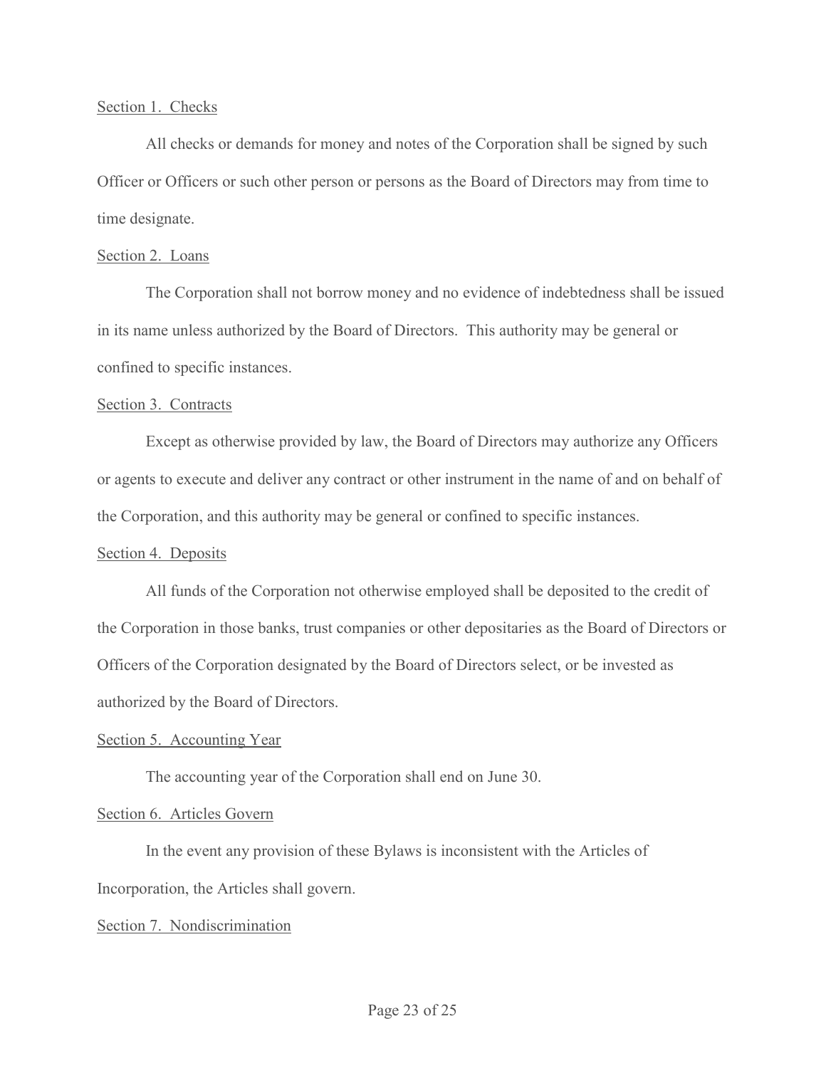Section 1. Checks

All checks or demands for money and notes of the Corporation shall be signed by such Officer or Officers or such other person or persons as the Board of Directors may from time to time designate.

Section 2. Loans

The Corporation shall not borrow money and no evidence of indebtedness shall be issued in its name unless authorized by the Board of Directors. This authority may be general or confined to specific instances.

Section 3. Contracts

Except as otherwise provided by law, the Board of Directors may authorize any Officers or agents to execute and deliver any contract or other instrument in the name of and on behalf of the Corporation, and this authority may be general or confined to specific instances.

Section 4. Deposits

All funds of the Corporation not otherwise employed shall be deposited to the credit of the Corporation in those banks, trust companies or other depositaries as the Board of Directors or Officers of the Corporation designated by the Board of Directors select, or be invested as authorized by the Board of Directors.

Section 5. Accounting Year

The accounting year of the Corporation shall end on June 30.

Section 6. Articles Govern

In the event any provision of these Bylaws is inconsistent with the Articles of Incorporation, the Articles shall govern.

Section 7. Nondiscrimination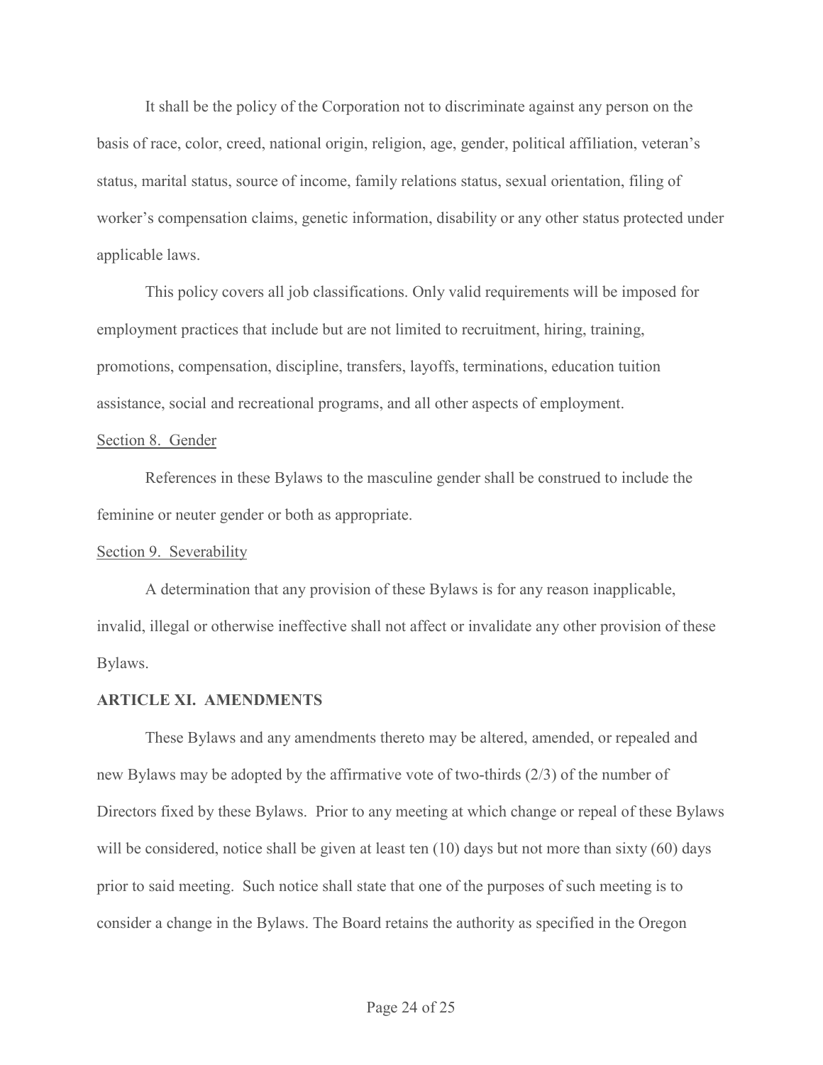It shall be the policy of the Corporation not to discriminate against any person on the basis of race, color, creed, national origin, religion, age, gender, political affiliation, veteran's status, marital status, source of income, family relations status, sexual orientation, filing of worker's compensation claims, genetic information, disability or any other status protected under applicable laws.

This policy covers all job classifications. Only valid requirements will be imposed for employment practices that include but are not limited to recruitment, hiring, training, promotions, compensation, discipline, transfers, layoffs, terminations, education tuition assistance, social and recreational programs, and all other aspects of employment.

Section 8. Gender

References in these Bylaws to the masculine gender shall be construed to include the feminine or neuter gender or both as appropriate.

Section 9. Severability

A determination that any provision of these Bylaws is for any reason inapplicable, invalid, illegal or otherwise ineffective shall not affect or invalidate any other provision of these Bylaws.

**ARTICLE XI. AMENDMENTS**

These Bylaws and any amendments thereto may be altered, amended, or repealed and new Bylaws may be adopted by the affirmative vote of two-thirds (2/3) of the number of Directors fixed by these Bylaws. Prior to any meeting at which change or repeal of these Bylaws will be considered, notice shall be given at least ten (10) days but not more than sixty (60) days prior to said meeting. Such notice shall state that one of the purposes of such meeting is to consider a change in the Bylaws. The Board retains the authority as specified in the Oregon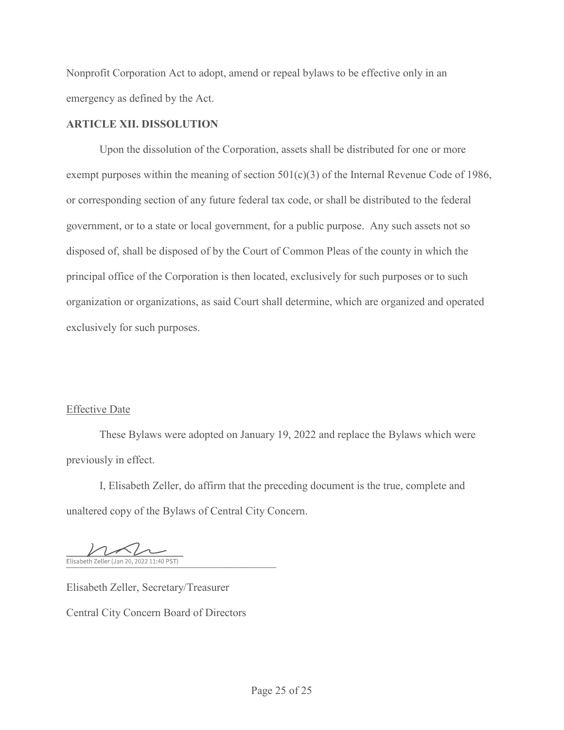Nonprofit Corporation Act to adopt, amend or repeal bylaws to be effective only in an emergency as defined by the Act.

**ARTICLE XII. DISSOLUTION**

Upon the dissolution of the Corporation, assets shall be distributed for one or more exempt purposes within the meaning of section 501(c)(3) of the Internal Revenue Code of 1986, or corresponding section of any future federal tax code, or shall be distributed to the federal government, or to a state or local government, for a public purpose. Any such assets not so disposed of, shall be disposed of by the Court of Common Pleas of the county in which the principal office of the Corporation is then located, exclusively for such purposes or to such organization or organizations, as said Court shall determine, which are organized and operated exclusively for such purposes.

Effective Date

These Bylaws were adopted on January 19, 2022 and replace the Bylaws which were previously in effect.

I, Elisabeth Zeller, do affirm that the preceding document is the true, complete and unaltered copy of the Bylaws of Central City Concern.

Elisabeth Zeller (Jan 20, 2022 11:40 PST)

Elisabeth Zeller, Secretary/Treasurer

Central City Concern Board of Directors